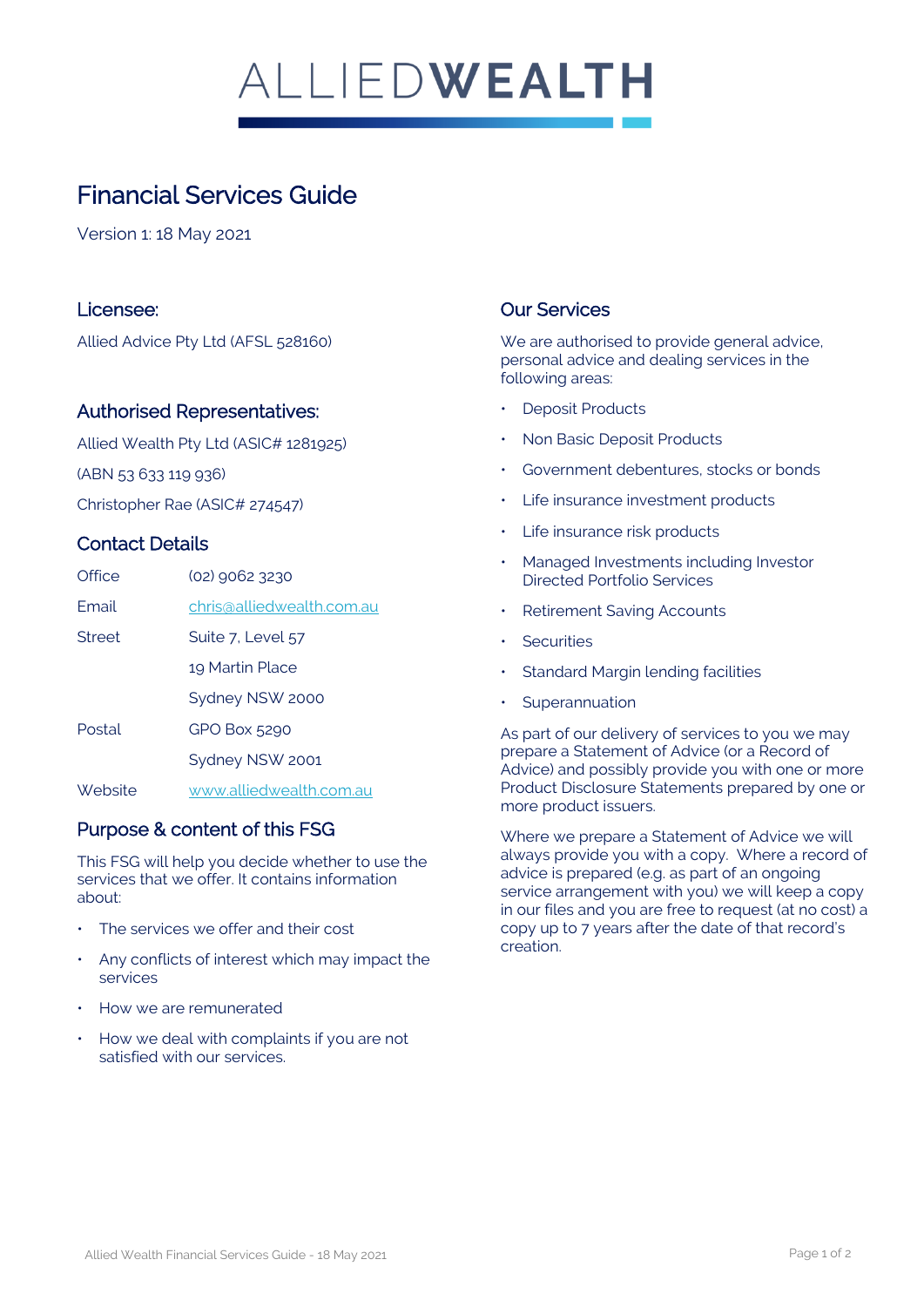# ALLIED**WEALTH**

# Financial Services Guide

Version 1: 18 May 2021

## Licensee:

Allied Advice Pty Ltd (AFSL 528160)

## Authorised Representatives:

Allied Wealth Pty Ltd (ASIC# 1281925)

(ABN 53 633 119 936)

Christopher Rae (ASIC# 274547)

## Contact Details

| | |
|---|---|
| Office | (02) 9062 3230 |
| Email | chris@alliedwealth.com.au |
| Street | Suite 7, Level 57 |
| | 19 Martin Place |
| | Sydney NSW 2000 |
| Postal | GPO Box 5290 |
| | Sydney NSW 2001 |
| Website | www.alliedwealth.com.au |

## Purpose & content of this FSG

This FSG will help you decide whether to use the services that we offer. It contains information about:

- The services we offer and their cost
- Any conflicts of interest which may impact the services
- How we are remunerated
- How we deal with complaints if you are not satisfied with our services.

## Our Services

We are authorised to provide general advice, personal advice and dealing services in the following areas:

- Deposit Products
- Non Basic Deposit Products
- Government debentures, stocks or bonds
- Life insurance investment products
- Life insurance risk products
- Managed Investments including Investor Directed Portfolio Services
- Retirement Saving Accounts
- Securities
- Standard Margin lending facilities
- Superannuation

As part of our delivery of services to you we may prepare a Statement of Advice (or a Record of Advice) and possibly provide you with one or more Product Disclosure Statements prepared by one or more product issuers.

Where we prepare a Statement of Advice we will always provide you with a copy. Where a record of advice is prepared (e.g. as part of an ongoing service arrangement with you) we will keep a copy in our files and you are free to request (at no cost) a copy up to 7 years after the date of that record's creation.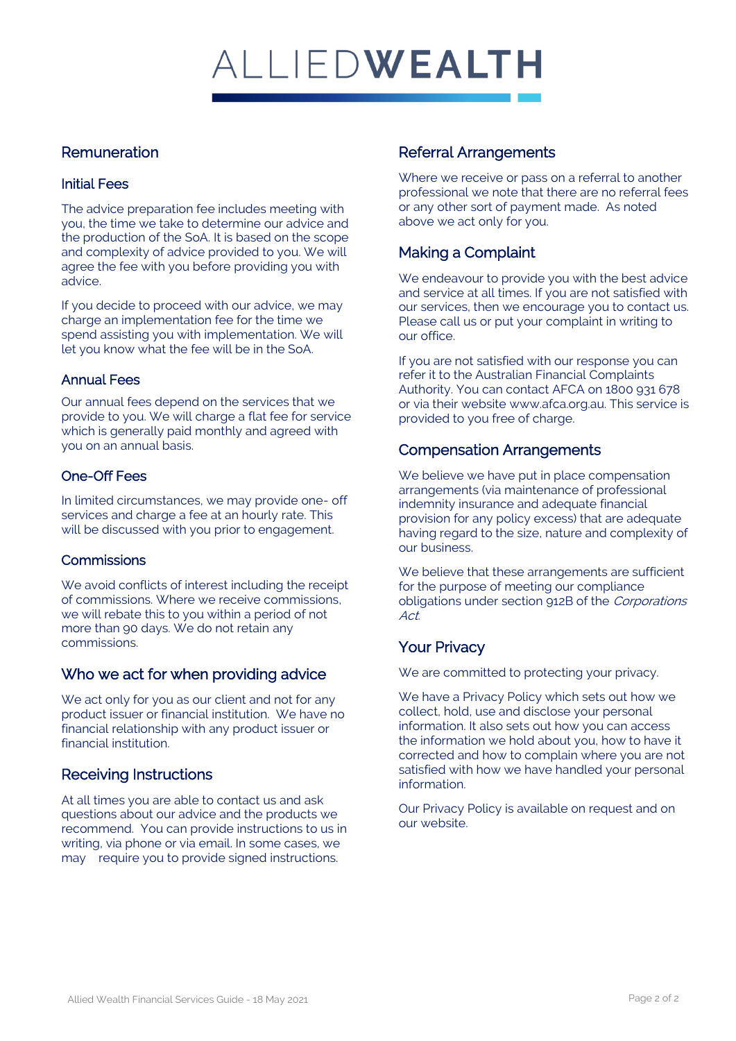# ALLIEDWEALTH

## Remuneration

### Initial Fees

The advice preparation fee includes meeting with you, the time we take to determine our advice and the production of the SoA. It is based on the scope and complexity of advice provided to you. We will agree the fee with you before providing you with advice.

If you decide to proceed with our advice, we may charge an implementation fee for the time we spend assisting you with implementation. We will let you know what the fee will be in the SoA.

### Annual Fees

Our annual fees depend on the services that we provide to you. We will charge a flat fee for service which is generally paid monthly and agreed with you on an annual basis.

### One-Off Fees

In limited circumstances, we may provide one- off services and charge a fee at an hourly rate. This will be discussed with you prior to engagement.

### Commissions

We avoid conflicts of interest including the receipt of commissions. Where we receive commissions, we will rebate this to you within a period of not more than 90 days. We do not retain any commissions.

## Who we act for when providing advice

We act only for you as our client and not for any product issuer or financial institution. We have no financial relationship with any product issuer or financial institution.

## Receiving Instructions

At all times you are able to contact us and ask questions about our advice and the products we recommend. You can provide instructions to us in writing, via phone or via email. In some cases, we may require you to provide signed instructions.

## Referral Arrangements

Where we receive or pass on a referral to another professional we note that there are no referral fees or any other sort of payment made. As noted above we act only for you.

## Making a Complaint

We endeavour to provide you with the best advice and service at all times. If you are not satisfied with our services, then we encourage you to contact us. Please call us or put your complaint in writing to our office.

If you are not satisfied with our response you can refer it to the Australian Financial Complaints Authority. You can contact AFCA on 1800 931 678 or via their website www.afca.org.au. This service is provided to you free of charge.

## Compensation Arrangements

We believe we have put in place compensation arrangements (via maintenance of professional indemnity insurance and adequate financial provision for any policy excess) that are adequate having regard to the size, nature and complexity of our business.

We believe that these arrangements are sufficient for the purpose of meeting our compliance obligations under section 912B of the *Corporations Act*.

## Your Privacy

We are committed to protecting your privacy.

We have a Privacy Policy which sets out how we collect, hold, use and disclose your personal information. It also sets out how you can access the information we hold about you, how to have it corrected and how to complain where you are not satisfied with how we have handled your personal information.

Our Privacy Policy is available on request and on our website.